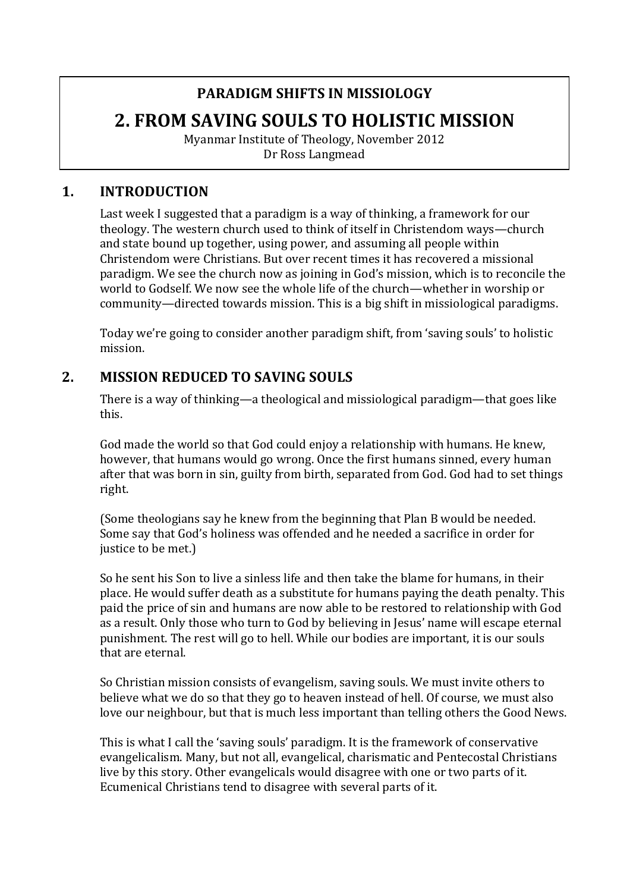**PARADIGM SHIFTS IN MISSIOLOGY**

# 2. FROM SAVING SOULS TO HOLISTIC MISSION

Myanmar Institute of Theology, November 2012
Dr Ross Langmead

## 1. INTRODUCTION

Last week I suggested that a paradigm is a way of thinking, a framework for our theology. The western church used to think of itself in Christendom ways—church and state bound up together, using power, and assuming all people within Christendom were Christians. But over recent times it has recovered a missional paradigm. We see the church now as joining in God's mission, which is to reconcile the world to Godself. We now see the whole life of the church—whether in worship or community—directed towards mission. This is a big shift in missiological paradigms.

Today we're going to consider another paradigm shift, from 'saving souls' to holistic mission.

## 2. MISSION REDUCED TO SAVING SOULS

There is a way of thinking—a theological and missiological paradigm—that goes like this.

God made the world so that God could enjoy a relationship with humans. He knew, however, that humans would go wrong. Once the first humans sinned, every human after that was born in sin, guilty from birth, separated from God. God had to set things right.

(Some theologians say he knew from the beginning that Plan B would be needed. Some say that God's holiness was offended and he needed a sacrifice in order for justice to be met.)

So he sent his Son to live a sinless life and then take the blame for humans, in their place. He would suffer death as a substitute for humans paying the death penalty. This paid the price of sin and humans are now able to be restored to relationship with God as a result. Only those who turn to God by believing in Jesus' name will escape eternal punishment. The rest will go to hell. While our bodies are important, it is our souls that are eternal.

So Christian mission consists of evangelism, saving souls. We must invite others to believe what we do so that they go to heaven instead of hell. Of course, we must also love our neighbour, but that is much less important than telling others the Good News.

This is what I call the 'saving souls' paradigm. It is the framework of conservative evangelicalism. Many, but not all, evangelical, charismatic and Pentecostal Christians live by this story. Other evangelicals would disagree with one or two parts of it. Ecumenical Christians tend to disagree with several parts of it.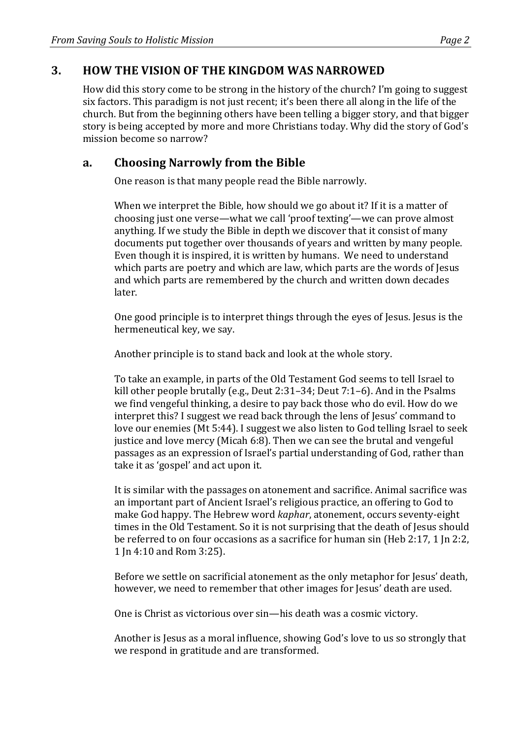## 3. HOW THE VISION OF THE KINGDOM WAS NARROWED

How did this story come to be strong in the history of the church? I'm going to suggest six factors. This paradigm is not just recent; it's been there all along in the life of the church. But from the beginning others have been telling a bigger story, and that bigger story is being accepted by more and more Christians today. Why did the story of God's mission become so narrow?

### a. Choosing Narrowly from the Bible

One reason is that many people read the Bible narrowly.

When we interpret the Bible, how should we go about it? If it is a matter of choosing just one verse—what we call 'proof texting'—we can prove almost anything. If we study the Bible in depth we discover that it consist of many documents put together over thousands of years and written by many people. Even though it is inspired, it is written by humans. We need to understand which parts are poetry and which are law, which parts are the words of Jesus and which parts are remembered by the church and written down decades later.

One good principle is to interpret things through the eyes of Jesus. Jesus is the hermeneutical key, we say.

Another principle is to stand back and look at the whole story.

To take an example, in parts of the Old Testament God seems to tell Israel to kill other people brutally (e.g., Deut 2:31–34; Deut 7:1–6). And in the Psalms we find vengeful thinking, a desire to pay back those who do evil. How do we interpret this? I suggest we read back through the lens of Jesus' command to love our enemies (Mt 5:44). I suggest we also listen to God telling Israel to seek justice and love mercy (Micah 6:8). Then we can see the brutal and vengeful passages as an expression of Israel's partial understanding of God, rather than take it as 'gospel' and act upon it.

It is similar with the passages on atonement and sacrifice. Animal sacrifice was an important part of Ancient Israel's religious practice, an offering to God to make God happy. The Hebrew word *kaphar*, atonement, occurs seventy-eight times in the Old Testament. So it is not surprising that the death of Jesus should be referred to on four occasions as a sacrifice for human sin (Heb 2:17, 1 Jn 2:2, 1 Jn 4:10 and Rom 3:25).

Before we settle on sacrificial atonement as the only metaphor for Jesus' death, however, we need to remember that other images for Jesus' death are used.

One is Christ as victorious over sin—his death was a cosmic victory.

Another is Jesus as a moral influence, showing God's love to us so strongly that we respond in gratitude and are transformed.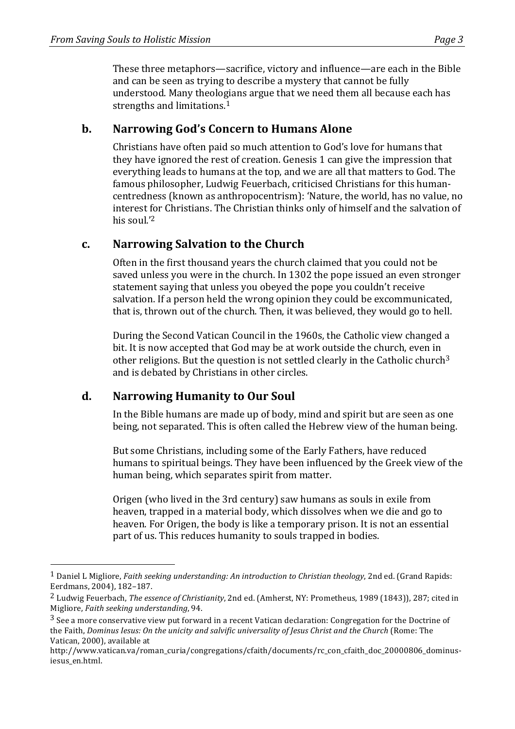These three metaphors—sacrifice, victory and influence—are each in the Bible and can be seen as trying to describe a mystery that cannot be fully understood. Many theologians argue that we need them all because each has strengths and limitations.[1]

### b. Narrowing God's Concern to Humans Alone

Christians have often paid so much attention to God's love for humans that they have ignored the rest of creation. Genesis 1 can give the impression that everything leads to humans at the top, and we are all that matters to God. The famous philosopher, Ludwig Feuerbach, criticised Christians for this human-centredness (known as anthropocentrism): 'Nature, the world, has no value, no interest for Christians. The Christian thinks only of himself and the salvation of his soul.'[2]

### c. Narrowing Salvation to the Church

Often in the first thousand years the church claimed that you could not be saved unless you were in the church. In 1302 the pope issued an even stronger statement saying that unless you obeyed the pope you couldn't receive salvation. If a person held the wrong opinion they could be excommunicated, that is, thrown out of the church. Then, it was believed, they would go to hell.

During the Second Vatican Council in the 1960s, the Catholic view changed a bit. It is now accepted that God may be at work outside the church, even in other religions. But the question is not settled clearly in the Catholic church[3] and is debated by Christians in other circles.

### d. Narrowing Humanity to Our Soul

In the Bible humans are made up of body, mind and spirit but are seen as one being, not separated. This is often called the Hebrew view of the human being.

But some Christians, including some of the Early Fathers, have reduced humans to spiritual beings. They have been influenced by the Greek view of the human being, which separates spirit from matter.

Origen (who lived in the 3rd century) saw humans as souls in exile from heaven, trapped in a material body, which dissolves when we die and go to heaven. For Origen, the body is like a temporary prison. It is not an essential part of us. This reduces humanity to souls trapped in bodies.

---

[1] Daniel L Migliore, *Faith seeking understanding: An introduction to Christian theology*, 2nd ed. (Grand Rapids: Eerdmans, 2004), 182–187.

[2] Ludwig Feuerbach, *The essence of Christianity*, 2nd ed. (Amherst, NY: Prometheus, 1989 (1843)), 287; cited in Migliore, *Faith seeking understanding*, 94.

[3] See a more conservative view put forward in a recent Vatican declaration: Congregation for the Doctrine of the Faith, *Dominus Iesus: On the unicity and salvific universality of Jesus Christ and the Church* (Rome: The Vatican, 2000), available at http://www.vatican.va/roman_curia/congregations/cfaith/documents/rc_con_cfaith_doc_20000806_dominus-iesus_en.html.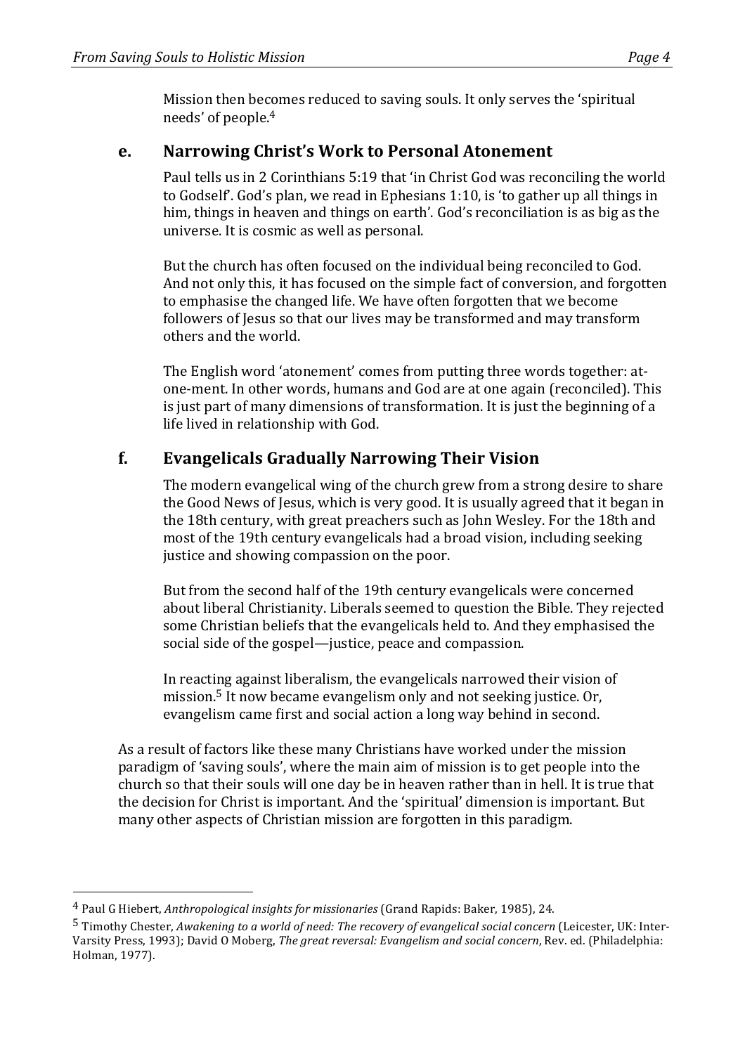Mission then becomes reduced to saving souls. It only serves the 'spiritual needs' of people.[4]

## e. Narrowing Christ's Work to Personal Atonement

Paul tells us in 2 Corinthians 5:19 that 'in Christ God was reconciling the world to Godself'. God's plan, we read in Ephesians 1:10, is 'to gather up all things in him, things in heaven and things on earth'. God's reconciliation is as big as the universe. It is cosmic as well as personal.

But the church has often focused on the individual being reconciled to God. And not only this, it has focused on the simple fact of conversion, and forgotten to emphasise the changed life. We have often forgotten that we become followers of Jesus so that our lives may be transformed and may transform others and the world.

The English word 'atonement' comes from putting three words together: at-one-ment. In other words, humans and God are at one again (reconciled). This is just part of many dimensions of transformation. It is just the beginning of a life lived in relationship with God.

## f. Evangelicals Gradually Narrowing Their Vision

The modern evangelical wing of the church grew from a strong desire to share the Good News of Jesus, which is very good. It is usually agreed that it began in the 18th century, with great preachers such as John Wesley. For the 18th and most of the 19th century evangelicals had a broad vision, including seeking justice and showing compassion on the poor.

But from the second half of the 19th century evangelicals were concerned about liberal Christianity. Liberals seemed to question the Bible. They rejected some Christian beliefs that the evangelicals held to. And they emphasised the social side of the gospel—justice, peace and compassion.

In reacting against liberalism, the evangelicals narrowed their vision of mission.[5] It now became evangelism only and not seeking justice. Or, evangelism came first and social action a long way behind in second.

As a result of factors like these many Christians have worked under the mission paradigm of 'saving souls', where the main aim of mission is to get people into the church so that their souls will one day be in heaven rather than in hell. It is true that the decision for Christ is important. And the 'spiritual' dimension is important. But many other aspects of Christian mission are forgotten in this paradigm.

---

[4] Paul G Hiebert, *Anthropological insights for missionaries* (Grand Rapids: Baker, 1985), 24.

[5] Timothy Chester, *Awakening to a world of need: The recovery of evangelical social concern* (Leicester, UK: Inter-Varsity Press, 1993); David O Moberg, *The great reversal: Evangelism and social concern*, Rev. ed. (Philadelphia: Holman, 1977).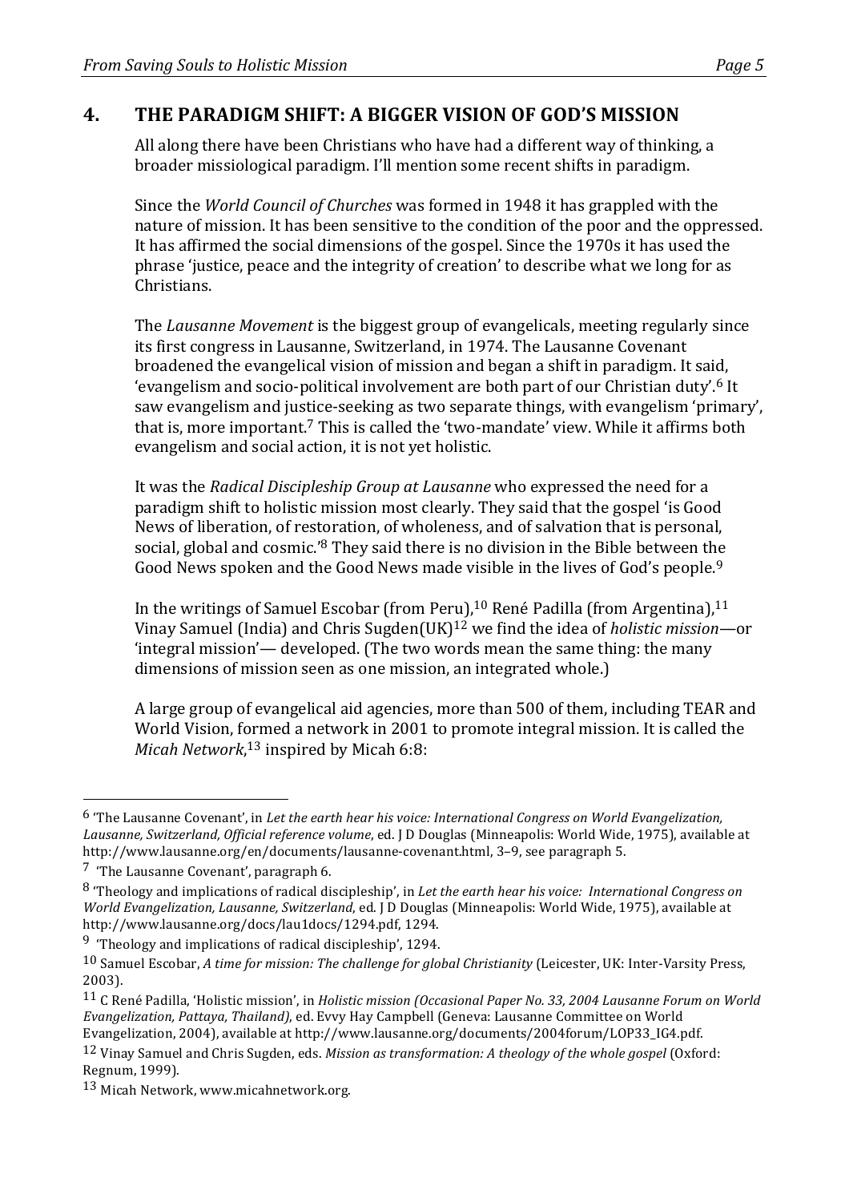## 4. THE PARADIGM SHIFT: A BIGGER VISION OF GOD'S MISSION

All along there have been Christians who have had a different way of thinking, a broader missiological paradigm. I'll mention some recent shifts in paradigm.

Since the *World Council of Churches* was formed in 1948 it has grappled with the nature of mission. It has been sensitive to the condition of the poor and the oppressed. It has affirmed the social dimensions of the gospel. Since the 1970s it has used the phrase 'justice, peace and the integrity of creation' to describe what we long for as Christians.

The *Lausanne Movement* is the biggest group of evangelicals, meeting regularly since its first congress in Lausanne, Switzerland, in 1974. The Lausanne Covenant broadened the evangelical vision of mission and began a shift in paradigm. It said, 'evangelism and socio-political involvement are both part of our Christian duty'.[6] It saw evangelism and justice-seeking as two separate things, with evangelism 'primary', that is, more important.[7] This is called the 'two-mandate' view. While it affirms both evangelism and social action, it is not yet holistic.

It was the *Radical Discipleship Group at Lausanne* who expressed the need for a paradigm shift to holistic mission most clearly. They said that the gospel 'is Good News of liberation, of restoration, of wholeness, and of salvation that is personal, social, global and cosmic.'[8] They said there is no division in the Bible between the Good News spoken and the Good News made visible in the lives of God's people.[9]

In the writings of Samuel Escobar (from Peru),[10] René Padilla (from Argentina),[11] Vinay Samuel (India) and Chris Sugden(UK)[12] we find the idea of *holistic mission*—or 'integral mission'— developed. (The two words mean the same thing: the many dimensions of mission seen as one mission, an integrated whole.)

A large group of evangelical aid agencies, more than 500 of them, including TEAR and World Vision, formed a network in 2001 to promote integral mission. It is called the *Micah Network*,[13] inspired by Micah 6:8:

---

[6] 'The Lausanne Covenant', in *Let the earth hear his voice: International Congress on World Evangelization, Lausanne, Switzerland, Official reference volume*, ed. J D Douglas (Minneapolis: World Wide, 1975), available at http://www.lausanne.org/en/documents/lausanne-covenant.html, 3–9, see paragraph 5.

[7] 'The Lausanne Covenant', paragraph 6.

[8] 'Theology and implications of radical discipleship', in *Let the earth hear his voice: International Congress on World Evangelization, Lausanne, Switzerland*, ed. J D Douglas (Minneapolis: World Wide, 1975), available at http://www.lausanne.org/docs/lau1docs/1294.pdf, 1294.

[9] 'Theology and implications of radical discipleship', 1294.

[10] Samuel Escobar, *A time for mission: The challenge for global Christianity* (Leicester, UK: Inter-Varsity Press, 2003).

[11] C René Padilla, 'Holistic mission', in *Holistic mission (Occasional Paper No. 33, 2004 Lausanne Forum on World Evangelization, Pattaya, Thailand)*, ed. Evvy Hay Campbell (Geneva: Lausanne Committee on World Evangelization, 2004), available at http://www.lausanne.org/documents/2004forum/LOP33_IG4.pdf.

[12] Vinay Samuel and Chris Sugden, eds. *Mission as transformation: A theology of the whole gospel* (Oxford: Regnum, 1999).

[13] Micah Network, www.micahnetwork.org.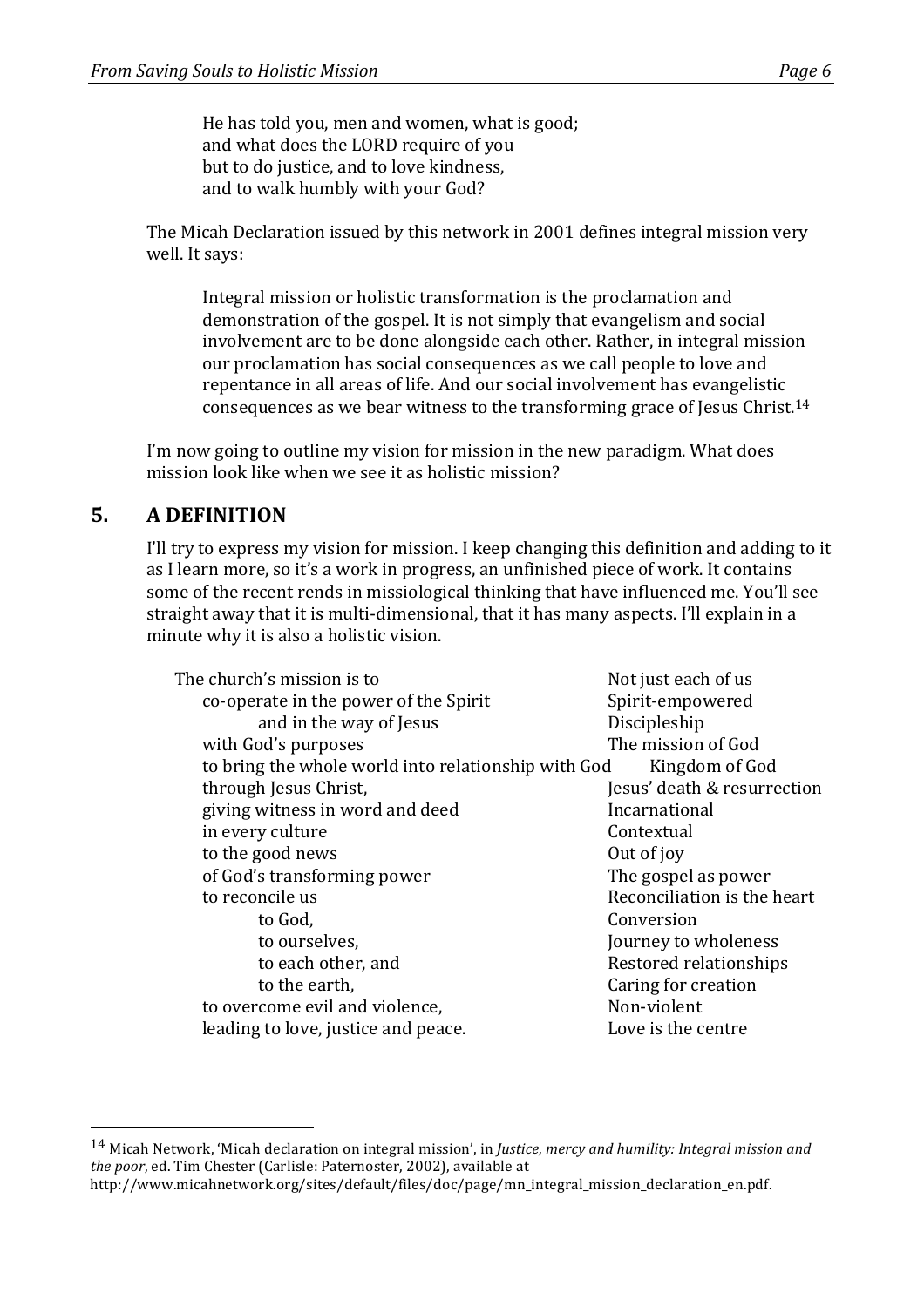> He has told you, men and women, what is good;
> and what does the LORD require of you
> but to do justice, and to love kindness,
> and to walk humbly with your God?

The Micah Declaration issued by this network in 2001 defines integral mission very well. It says:

> Integral mission or holistic transformation is the proclamation and demonstration of the gospel. It is not simply that evangelism and social involvement are to be done alongside each other. Rather, in integral mission our proclamation has social consequences as we call people to love and repentance in all areas of life. And our social involvement has evangelistic consequences as we bear witness to the transforming grace of Jesus Christ.[14]

I'm now going to outline my vision for mission in the new paradigm. What does mission look like when we see it as holistic mission?

## 5. A DEFINITION

I'll try to express my vision for mission. I keep changing this definition and adding to it as I learn more, so it's a work in progress, an unfinished piece of work. It contains some of the recent rends in missiological thinking that have influenced me. You'll see straight away that it is multi-dimensional, that it has many aspects. I'll explain in a minute why it is also a holistic vision.

| | |
|---|---|
| The church's mission is to | Not just each of us |
| co-operate in the power of the Spirit | Spirit-empowered |
| and in the way of Jesus | Discipleship |
| with God's purposes | The mission of God |
| to bring the whole world into relationship with God | Kingdom of God |
| through Jesus Christ, | Jesus' death & resurrection |
| giving witness in word and deed | Incarnational |
| in every culture | Contextual |
| to the good news | Out of joy |
| of God's transforming power | The gospel as power |
| to reconcile us | Reconciliation is the heart |
| to God, | Conversion |
| to ourselves, | Journey to wholeness |
| to each other, and | Restored relationships |
| to the earth, | Caring for creation |
| to overcome evil and violence, | Non-violent |
| leading to love, justice and peace. | Love is the centre |

[14] Micah Network, 'Micah declaration on integral mission', in *Justice, mercy and humility: Integral mission and the poor*, ed. Tim Chester (Carlisle: Paternoster, 2002), available at http://www.micahnetwork.org/sites/default/files/doc/page/mn_integral_mission_declaration_en.pdf.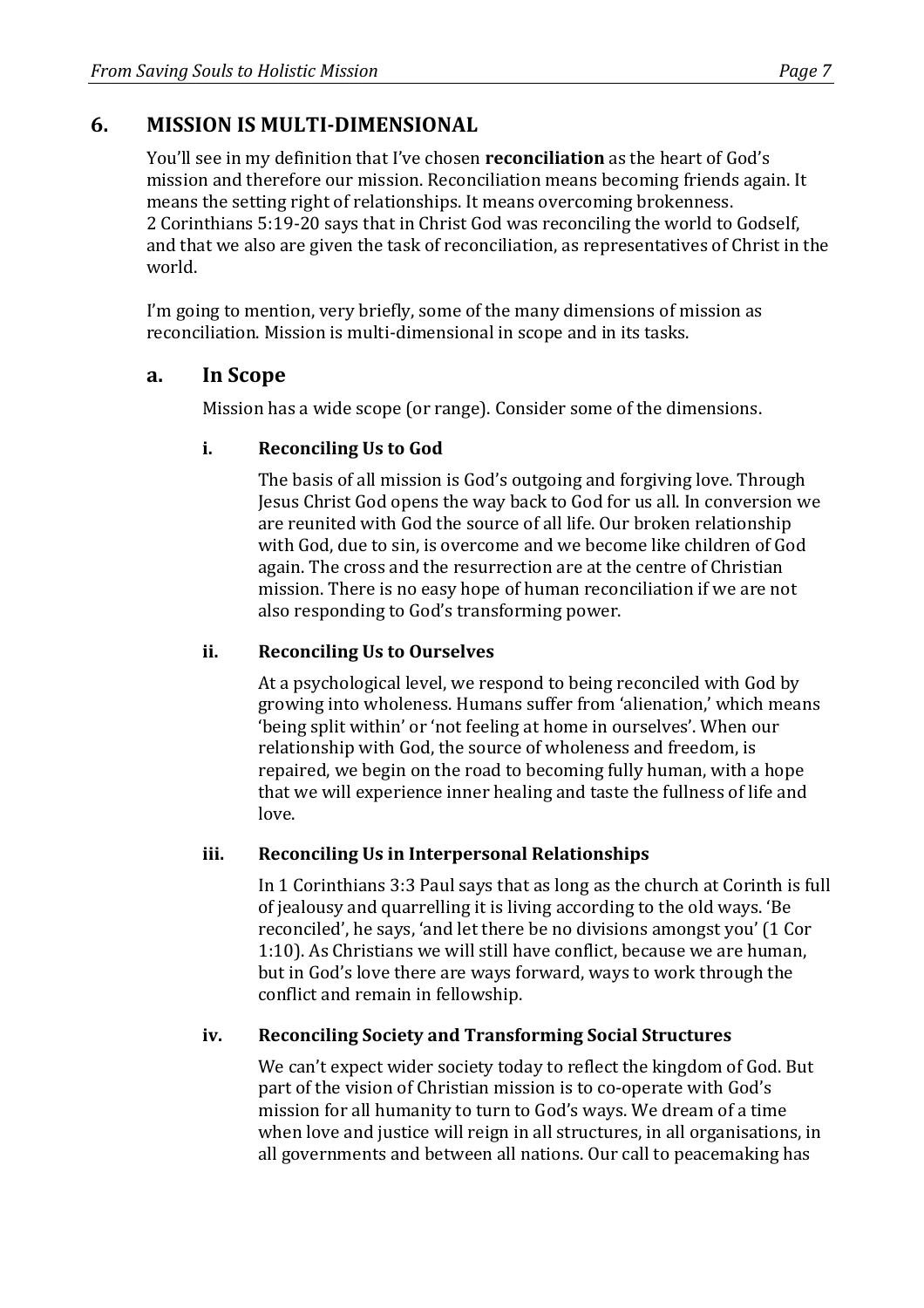## 6. MISSION IS MULTI-DIMENSIONAL

You'll see in my definition that I've chosen **reconciliation** as the heart of God's mission and therefore our mission. Reconciliation means becoming friends again. It means the setting right of relationships. It means overcoming brokenness. 2 Corinthians 5:19-20 says that in Christ God was reconciling the world to Godself, and that we also are given the task of reconciliation, as representatives of Christ in the world.

I'm going to mention, very briefly, some of the many dimensions of mission as reconciliation. Mission is multi-dimensional in scope and in its tasks.

### a. In Scope

Mission has a wide scope (or range). Consider some of the dimensions.

#### i. Reconciling Us to God

The basis of all mission is God's outgoing and forgiving love. Through Jesus Christ God opens the way back to God for us all. In conversion we are reunited with God the source of all life. Our broken relationship with God, due to sin, is overcome and we become like children of God again. The cross and the resurrection are at the centre of Christian mission. There is no easy hope of human reconciliation if we are not also responding to God's transforming power.

#### ii. Reconciling Us to Ourselves

At a psychological level, we respond to being reconciled with God by growing into wholeness. Humans suffer from 'alienation,' which means 'being split within' or 'not feeling at home in ourselves'. When our relationship with God, the source of wholeness and freedom, is repaired, we begin on the road to becoming fully human, with a hope that we will experience inner healing and taste the fullness of life and love.

#### iii. Reconciling Us in Interpersonal Relationships

In 1 Corinthians 3:3 Paul says that as long as the church at Corinth is full of jealousy and quarrelling it is living according to the old ways. 'Be reconciled', he says, 'and let there be no divisions amongst you' (1 Cor 1:10). As Christians we will still have conflict, because we are human, but in God's love there are ways forward, ways to work through the conflict and remain in fellowship.

#### iv. Reconciling Society and Transforming Social Structures

We can't expect wider society today to reflect the kingdom of God. But part of the vision of Christian mission is to co-operate with God's mission for all humanity to turn to God's ways. We dream of a time when love and justice will reign in all structures, in all organisations, in all governments and between all nations. Our call to peacemaking has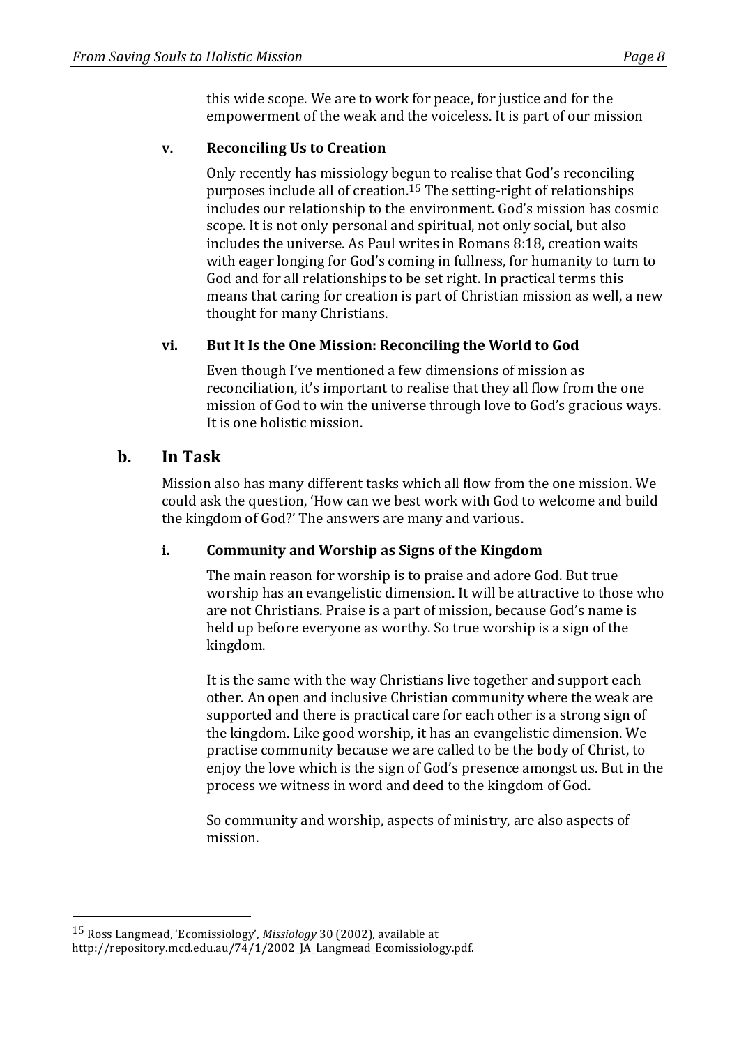this wide scope. We are to work for peace, for justice and for the empowerment of the weak and the voiceless. It is part of our mission

#### v. Reconciling Us to Creation

Only recently has missiology begun to realise that God's reconciling purposes include all of creation.[15] The setting-right of relationships includes our relationship to the environment. God's mission has cosmic scope. It is not only personal and spiritual, not only social, but also includes the universe. As Paul writes in Romans 8:18, creation waits with eager longing for God's coming in fullness, for humanity to turn to God and for all relationships to be set right. In practical terms this means that caring for creation is part of Christian mission as well, a new thought for many Christians.

#### vi. But It Is the One Mission: Reconciling the World to God

Even though I've mentioned a few dimensions of mission as reconciliation, it's important to realise that they all flow from the one mission of God to win the universe through love to God's gracious ways. It is one holistic mission.

### b. In Task

Mission also has many different tasks which all flow from the one mission. We could ask the question, 'How can we best work with God to welcome and build the kingdom of God?' The answers are many and various.

#### i. Community and Worship as Signs of the Kingdom

The main reason for worship is to praise and adore God. But true worship has an evangelistic dimension. It will be attractive to those who are not Christians. Praise is a part of mission, because God's name is held up before everyone as worthy. So true worship is a sign of the kingdom.

It is the same with the way Christians live together and support each other. An open and inclusive Christian community where the weak are supported and there is practical care for each other is a strong sign of the kingdom. Like good worship, it has an evangelistic dimension. We practise community because we are called to be the body of Christ, to enjoy the love which is the sign of God's presence amongst us. But in the process we witness in word and deed to the kingdom of God.

So community and worship, aspects of ministry, are also aspects of mission.

---

[15] Ross Langmead, 'Ecomissiology', *Missiology* 30 (2002), available at http://repository.mcd.edu.au/74/1/2002_JA_Langmead_Ecomissiology.pdf.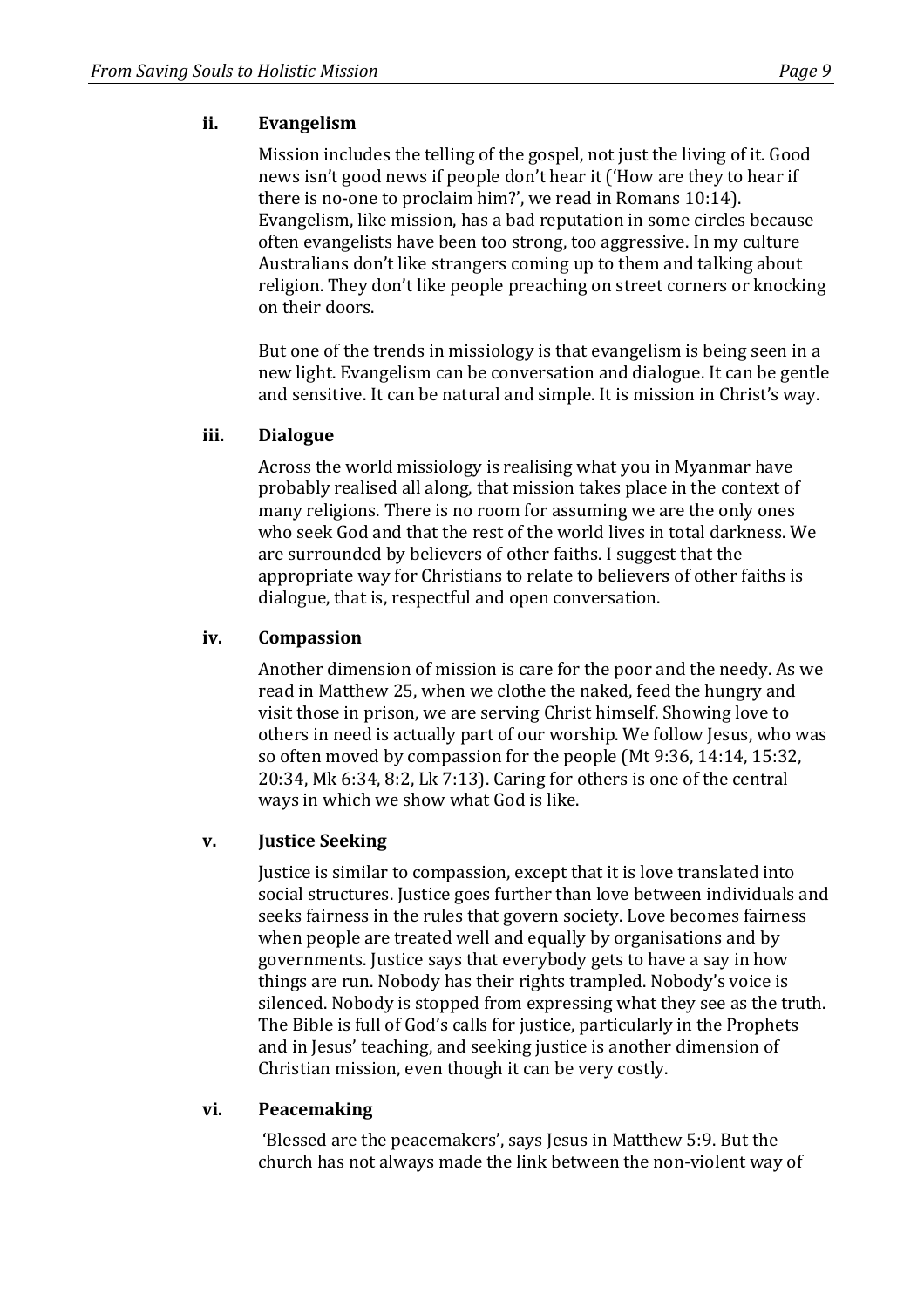### ii. Evangelism

Mission includes the telling of the gospel, not just the living of it. Good news isn't good news if people don't hear it ('How are they to hear if there is no-one to proclaim him?', we read in Romans 10:14). Evangelism, like mission, has a bad reputation in some circles because often evangelists have been too strong, too aggressive. In my culture Australians don't like strangers coming up to them and talking about religion. They don't like people preaching on street corners or knocking on their doors.

But one of the trends in missiology is that evangelism is being seen in a new light. Evangelism can be conversation and dialogue. It can be gentle and sensitive. It can be natural and simple. It is mission in Christ's way.

### iii. Dialogue

Across the world missiology is realising what you in Myanmar have probably realised all along, that mission takes place in the context of many religions. There is no room for assuming we are the only ones who seek God and that the rest of the world lives in total darkness. We are surrounded by believers of other faiths. I suggest that the appropriate way for Christians to relate to believers of other faiths is dialogue, that is, respectful and open conversation.

### iv. Compassion

Another dimension of mission is care for the poor and the needy. As we read in Matthew 25, when we clothe the naked, feed the hungry and visit those in prison, we are serving Christ himself. Showing love to others in need is actually part of our worship. We follow Jesus, who was so often moved by compassion for the people (Mt 9:36, 14:14, 15:32, 20:34, Mk 6:34, 8:2, Lk 7:13). Caring for others is one of the central ways in which we show what God is like.

### v. Justice Seeking

Justice is similar to compassion, except that it is love translated into social structures. Justice goes further than love between individuals and seeks fairness in the rules that govern society. Love becomes fairness when people are treated well and equally by organisations and by governments. Justice says that everybody gets to have a say in how things are run. Nobody has their rights trampled. Nobody's voice is silenced. Nobody is stopped from expressing what they see as the truth. The Bible is full of God's calls for justice, particularly in the Prophets and in Jesus' teaching, and seeking justice is another dimension of Christian mission, even though it can be very costly.

### vi. Peacemaking

'Blessed are the peacemakers', says Jesus in Matthew 5:9. But the church has not always made the link between the non-violent way of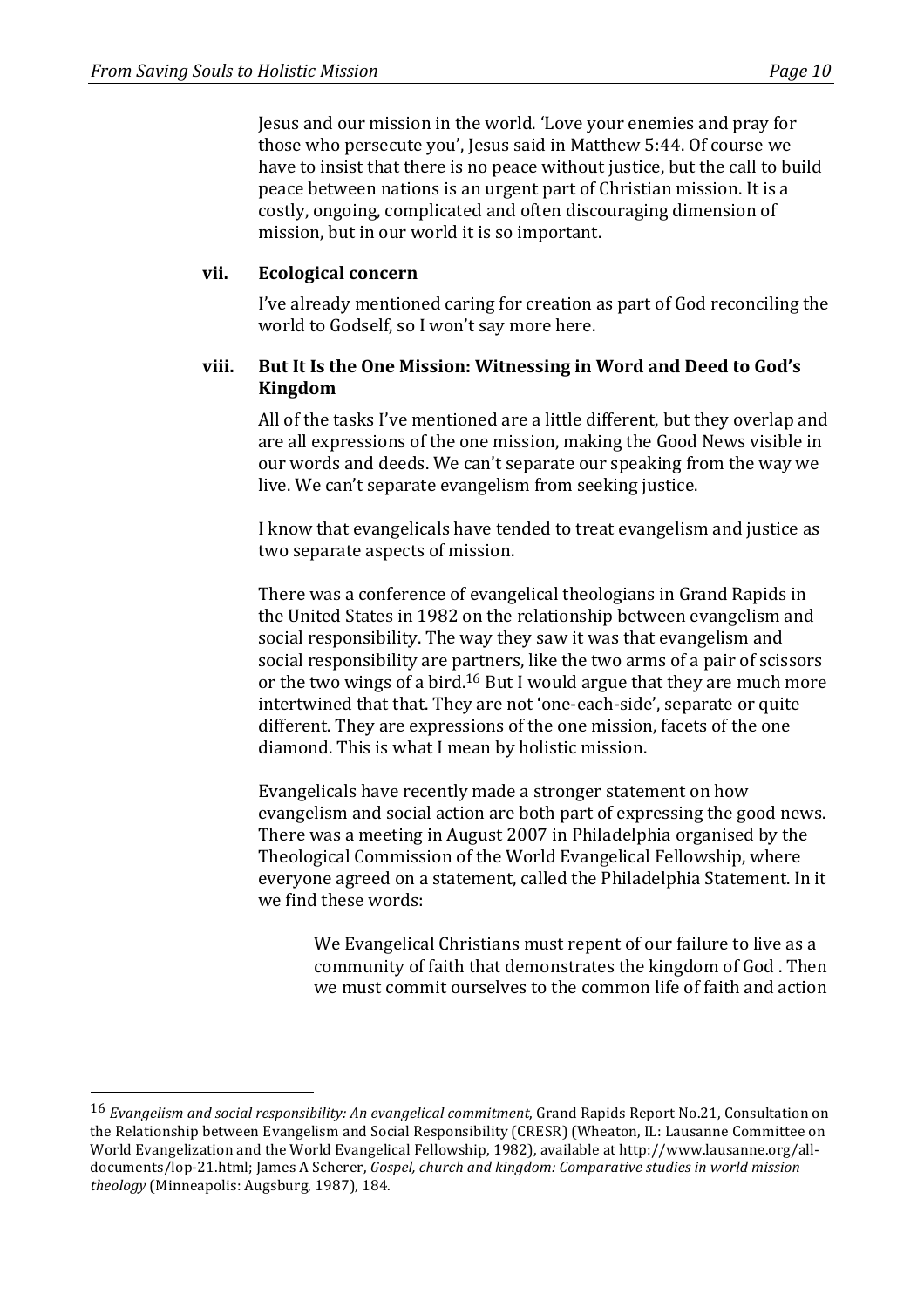Jesus and our mission in the world. 'Love your enemies and pray for those who persecute you', Jesus said in Matthew 5:44. Of course we have to insist that there is no peace without justice, but the call to build peace between nations is an urgent part of Christian mission. It is a costly, ongoing, complicated and often discouraging dimension of mission, but in our world it is so important.

### vii. Ecological concern

I've already mentioned caring for creation as part of God reconciling the world to Godself, so I won't say more here.

### viii. But It Is the One Mission: Witnessing in Word and Deed to God's Kingdom

All of the tasks I've mentioned are a little different, but they overlap and are all expressions of the one mission, making the Good News visible in our words and deeds. We can't separate our speaking from the way we live. We can't separate evangelism from seeking justice.

I know that evangelicals have tended to treat evangelism and justice as two separate aspects of mission.

There was a conference of evangelical theologians in Grand Rapids in the United States in 1982 on the relationship between evangelism and social responsibility. The way they saw it was that evangelism and social responsibility are partners, like the two arms of a pair of scissors or the two wings of a bird.[16] But I would argue that they are much more intertwined that that. They are not 'one-each-side', separate or quite different. They are expressions of the one mission, facets of the one diamond. This is what I mean by holistic mission.

Evangelicals have recently made a stronger statement on how evangelism and social action are both part of expressing the good news. There was a meeting in August 2007 in Philadelphia organised by the Theological Commission of the World Evangelical Fellowship, where everyone agreed on a statement, called the Philadelphia Statement. In it we find these words:

> We Evangelical Christians must repent of our failure to live as a community of faith that demonstrates the kingdom of God . Then we must commit ourselves to the common life of faith and action

---

[16] *Evangelism and social responsibility: An evangelical commitment*, Grand Rapids Report No.21, Consultation on the Relationship between Evangelism and Social Responsibility (CRESR) (Wheaton, IL: Lausanne Committee on World Evangelization and the World Evangelical Fellowship, 1982), available at http://www.lausanne.org/all-documents/lop-21.html; James A Scherer, *Gospel, church and kingdom: Comparative studies in world mission theology* (Minneapolis: Augsburg, 1987), 184.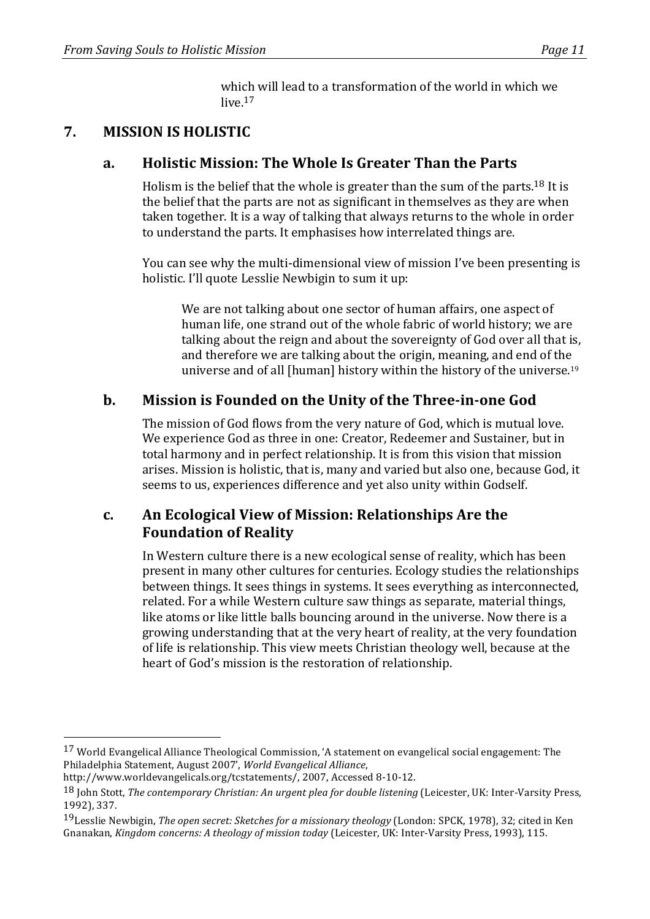which will lead to a transformation of the world in which we live.[17]

## 7. MISSION IS HOLISTIC

### a. Holistic Mission: The Whole Is Greater Than the Parts

Holism is the belief that the whole is greater than the sum of the parts.[18] It is the belief that the parts are not as significant in themselves as they are when taken together. It is a way of talking that always returns to the whole in order to understand the parts. It emphasises how interrelated things are.

You can see why the multi-dimensional view of mission I've been presenting is holistic. I'll quote Lesslie Newbigin to sum it up:

> We are not talking about one sector of human affairs, one aspect of human life, one strand out of the whole fabric of world history; we are talking about the reign and about the sovereignty of God over all that is, and therefore we are talking about the origin, meaning, and end of the universe and of all [human] history within the history of the universe.[19]

### b. Mission is Founded on the Unity of the Three-in-one God

The mission of God flows from the very nature of God, which is mutual love. We experience God as three in one: Creator, Redeemer and Sustainer, but in total harmony and in perfect relationship. It is from this vision that mission arises. Mission is holistic, that is, many and varied but also one, because God, it seems to us, experiences difference and yet also unity within Godself.

### c. An Ecological View of Mission: Relationships Are the Foundation of Reality

In Western culture there is a new ecological sense of reality, which has been present in many other cultures for centuries. Ecology studies the relationships between things. It sees things in systems. It sees everything as interconnected, related. For a while Western culture saw things as separate, material things, like atoms or like little balls bouncing around in the universe. Now there is a growing understanding that at the very heart of reality, at the very foundation of life is relationship. This view meets Christian theology well, because at the heart of God's mission is the restoration of relationship.

---

[17] World Evangelical Alliance Theological Commission, 'A statement on evangelical social engagement: The Philadelphia Statement, August 2007', *World Evangelical Alliance*, http://www.worldevangelicals.org/tcstatements/, 2007, Accessed 8-10-12.

[18] John Stott, *The contemporary Christian: An urgent plea for double listening* (Leicester, UK: Inter-Varsity Press, 1992), 337.

[19] Lesslie Newbigin, *The open secret: Sketches for a missionary theology* (London: SPCK, 1978), 32; cited in Ken Gnanakan, *Kingdom concerns: A theology of mission today* (Leicester, UK: Inter-Varsity Press, 1993), 115.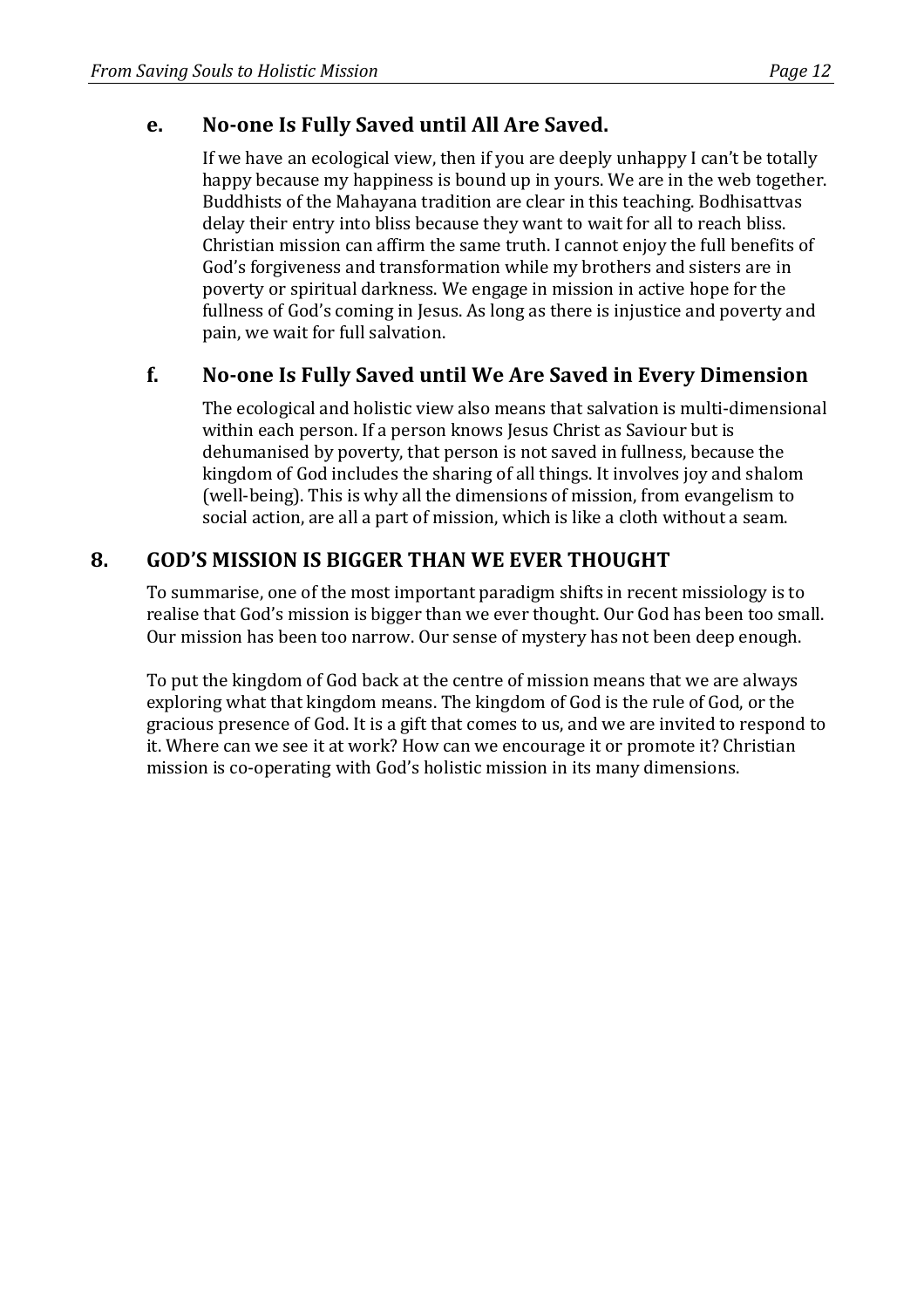### e. No-one Is Fully Saved until All Are Saved.

If we have an ecological view, then if you are deeply unhappy I can't be totally happy because my happiness is bound up in yours. We are in the web together. Buddhists of the Mahayana tradition are clear in this teaching. Bodhisattvas delay their entry into bliss because they want to wait for all to reach bliss. Christian mission can affirm the same truth. I cannot enjoy the full benefits of God's forgiveness and transformation while my brothers and sisters are in poverty or spiritual darkness. We engage in mission in active hope for the fullness of God's coming in Jesus. As long as there is injustice and poverty and pain, we wait for full salvation.

### f. No-one Is Fully Saved until We Are Saved in Every Dimension

The ecological and holistic view also means that salvation is multi-dimensional within each person. If a person knows Jesus Christ as Saviour but is dehumanised by poverty, that person is not saved in fullness, because the kingdom of God includes the sharing of all things. It involves joy and shalom (well-being). This is why all the dimensions of mission, from evangelism to social action, are all a part of mission, which is like a cloth without a seam.

## 8. GOD'S MISSION IS BIGGER THAN WE EVER THOUGHT

To summarise, one of the most important paradigm shifts in recent missiology is to realise that God's mission is bigger than we ever thought. Our God has been too small. Our mission has been too narrow. Our sense of mystery has not been deep enough.

To put the kingdom of God back at the centre of mission means that we are always exploring what that kingdom means. The kingdom of God is the rule of God, or the gracious presence of God. It is a gift that comes to us, and we are invited to respond to it. Where can we see it at work? How can we encourage it or promote it? Christian mission is co-operating with God's holistic mission in its many dimensions.